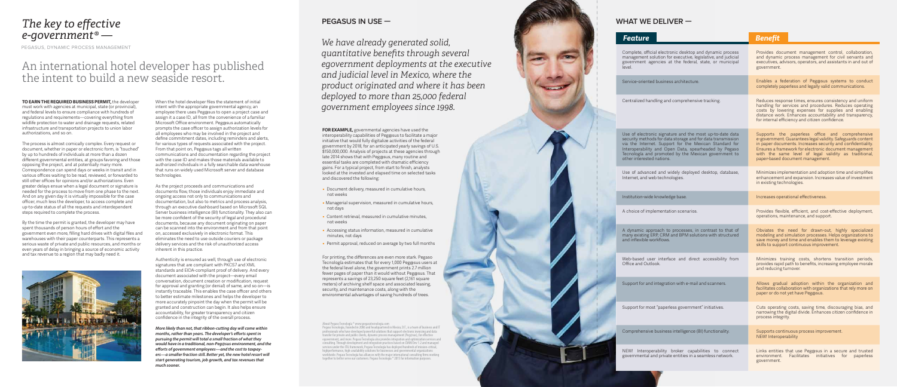# *The key to effective e-government®* —

PEGASUS, DYNAMIC PROCESS MANAGEMENT

## An international hotel developer has published the intent to build a new seaside resort.

**TO EARN THE REQUIRED BUSINESS PERMIT,** the developer must work with agencies at municipal, state (or provincial), and federal levels to ensure compliance with hundreds of regulations and requirements—covering everything from wildlife protection to water and drainage requests, related infrastructure and transportation projects to union labor authorizations, and so on.

The process is almost comically complex. Every request or document, whether in paper or electronic form, is "touched" by up to hundreds of individuals at more than a dozen different governmental entities, at groups favoring and those opposing the project, and at potentially many more. Correspondence can spend days or weeks in transit and in various offices waiting to be read, reviewed, or forwarded to still other offices for opinions and/or authorizations. Even greater delays ensue when a legal document or signature is needed for the process to move from one phase to the next. And on any given day it is virtually impossible for the case officer, much less the developer, to access complete and up-to-date status of all the requests and interdependent steps required to complete the process.

By the time the permit is granted, the developer may have spent thousands of person hours of effort and the government even more, filling hard drives with digital files and warehouses with their paper counterparts. This represents a serious waste of private and public resources, and months or even years of delay in bringing a source of economic activity and tax revenue to a region that may badly need it.

When the hotel developer files the statement of initial intent with the appropriate governmental agency, an employee there uses Pegąsus to open a project case and assign it a case ID, all from the convenience of a familiar Microsoft Office environment. Pegąsus automatically prompts the case officer to assign authorization levels for all employees who may be involved in the project and define commitment dates, including reminders and alerts, for various types of requests associated with the project. From that point on, Pegąsus tags all written communications and documentation regarding the project with the case ID and makes those materials available to authorized individuals in a fully searchable data warehouse that runs on widely used Microsoft server and database technologies.

As the project proceeds and communications and documents flow, those individuals enjoy immediate and ongoing access not only to communications and documentation, but also to metrics and process analysis, through an executive dashboard based on Microsoft SQL Server business intelligence (BI) functionality. They also can be more confident of the security of legal and procedural documents, because any document originating on paper can be scanned into the environment and from that point on, accessed exclusively in electronic format. This eliminates the need to use outside couriers or package delivery services and the risk of unauthorized access inherent in this practice.

Authenticity is ensured as well, through use of electronic signatures that are compliant with PKCS7 and XML standards and EIDA-compliant proof of delivery. And every document associated with the project—every email conversation, document creation or modification, request for approval and granting (or denial) of same, and so on—is instantly traceable. This enables the case officer and others to better estimate milestones and helps the developer to more accurately pinpoint the day when the permit will be granted and construction can begin. It also helps ensure accountability, for greater transparency and citizen confidence in the integrity of the overall process.

***More likely than not, that ribbon-cutting day will come within months, rather than years. The developer's efforts spent in pursuing the permit will total a small fraction of what they would have in a traditional, non-Pegąsus environment, and the efforts of government employees—and the cost to taxpayers—a smaller fraction still. Better yet, the new hotel resort will start generating tourism, job growth, and tax revenues that much sooner.***

## PEGASUS IN USE —

*We have already generated solid, quantitative benefits through several egovernment deployments at the executive and judicial level in Mexico, where the product originated and where it has been deployed to more than 25,000 federal government employees since 1998.*

**FOR EXAMPLE,** governmental agencies have used the interoperability capabilities of Pegąsus to facilitate a major initiative that would fully digitalize activities of the federal government by 2018, for an anticipated yearly savings of U.S. $150,000,000. Analysis of projects at these agencies through late 2014 shows that with Pegąsus, many routine and essential tasks are completed with dramatic efficiency gains. For a typical project, from start to finish, analysts looked at the invested and elapsed time on selected tasks and discovered the following:

- Document delivery, measured in cumulative hours, not weeks
- Managerial supervision, measured in cumulative hours, not days
- Content retrieval, measured in cumulative minutes, not weeks
- Accessing status information, measured in cumulative minutes, not days
- Permit approval, reduced on average by two full months

For printing, the differences are even more stark. Pegaso Tecnología estimates that for every 1,000 Pegąsus users at the federal level alone, the government prints 2.7 million fewer pages of paper than it would without Pegąsus. That represents a savings of 23,250 square feet (2,161 square meters) of archiving shelf space and associated leasing, security, and maintenance costs, along with the environmental advantages of saving hundreds of trees.

About Pegaso Tecnología ® www.pegasotecnologia.com
Pegaso Tecnología, founded in 2006 and headquartered in Mexico, D.F., is a team of business and IT professionals who have developed powerful solutions that support electronic invoicing and data transfer for private and public clients, dynamic process management (Pegąsus), for effective e-government, and more. Pegaso Tecnología also provides integration and optimization services and consulting. Through development and integration practices based on CMMI Dev 1.2 and managed services under the ITIL framework, Pegaso Tecnología has deployed hundreds of mission-critical, high-performance, high-availability solutions for businesses and governmental organizations worldwide. Pegaso Tecnología has alliances with the major international consulting firms working together to better serve our customers. Pegaso Tecnología ® 2015 for information purposes.

## WHAT WE DELIVER —

| *Feature* | *Benefit* |
|---|---|
| Complete, official electronic desktop and dynamic process management solution for executive, legislative, and judicial government agencies at the federal, state, or municipal level. | Provides document management control, collaboration, and dynamic process management for civil servants and executives, advisors, operators, and assistants in and out of government. |
| Service-oriented business architecture. | Enables a federation of Pegąsus systems to conduct completely paperless and legally valid communications. |
| Centralized handling and comprehensive tracking. | Reduces response times, ensures consistency and uniform handling for services and procedures. Reduces operating costs by lowering expenses for supplies and enabling distance work. Enhances accountability and transparency, for internal efficiency and citizen confidence. |
| Use of electronic signature and the most up-to-date data security methods for data storage and for data transmission via the Internet. Support for the Mexican Standard for Interoperability and Open Data, spearheaded by Pegaso Tecnología and promoted by the Mexican government to other interested nations. | Supports the paperless office and comprehensive e-government. Guarantees legal validity. Safeguards content in paper documents. Increases security and confidentiality. Ensures a framework for electronic document management with the same level of legal validity as traditional, paper-based document management. |
| Use of advanced and widely deployed desktop, database, Internet, and web technologies. | Minimizes implementation and adoption time and simplifies enhancement and expansion. Increases value of investment in existing technologies. |
| Institution-wide knowledge base. | Increases operational effectiveness. |
| A choice of implementation scenarios. | Provides flexible, efficient, and cost-effective deployment, operations, maintenance, and support. |
| A dynamic approach to processes, in contrast to that of many existing ERP, CRM and BPM solutions with structured and inflexible workflows. | Obviates the need for drawn-out, highly specialized modeling and simulation processes. Helps organizations to save money and time and enables them to leverage existing skills to support continuous improvement. |
| Web-based user interface and direct accessibility from Office and Outlook. | Minimizes training costs, shortens transition periods, provides rapid path to benefits, increasing employee morale and reducing turnover. |
| Support for and integration with e-mail and scanners. | Allows gradual adoption within the organization and facilitates collaboration with organizations that rely more on paper or do not yet have Pegąsus. |
| Support for most "paperless government" initiatives. | Cuts operating costs, saving time, discouraging bias, and narrowing the digital divide. Enhances citizen confidence in process integrity. |
| Comprehensive business intelligence (BI) functionality. | Supports continuous process improvement. NEW! Interoperability |
| NEW! Interoperability broker capabilities to connect governmental and private entities in a seamless network. | Links entities that use Pegąsus in a secure and trusted environment. Facilitates initiatives for paperless government. |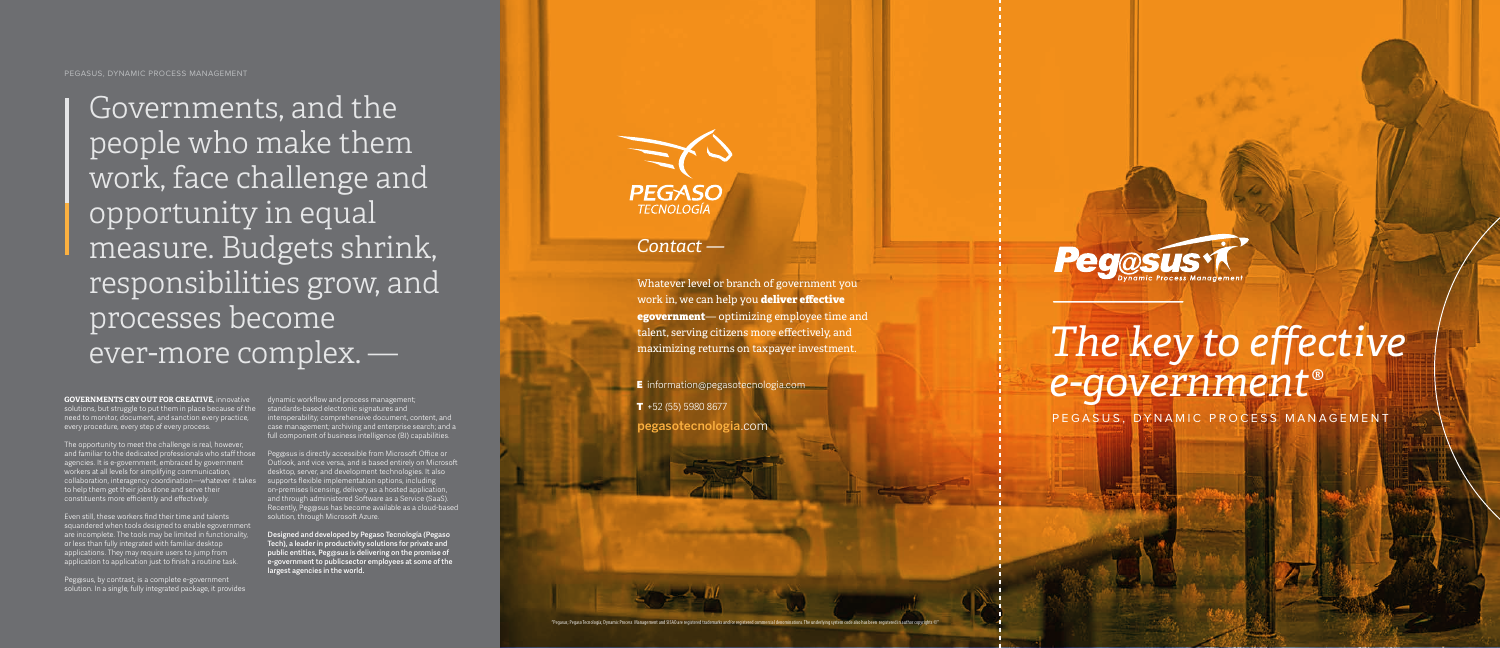PEGASUS, DYNAMIC PROCESS MANAGEMENT

# Governments, and the people who make them work, face challenge and opportunity in equal measure. Budgets shrink, responsibilities grow, and processes become ever-more complex. —

**GOVERNMENTS CRY OUT FOR CREATIVE**, innovative solutions, but struggle to put them in place because of the need to monitor, document, and sanction every practice, every procedure, every step of every process.

The opportunity to meet the challenge is real, however, and familiar to the dedicated professionals who staff those agencies. It is e-government, embraced by government workers at all levels for simplifying communication, collaboration, interagency coordination—whatever it takes to help them get their jobs done and serve their constituents more efficiently and effectively.

Even still, these workers find their time and talents squandered when tools designed to enable egovernment are incomplete. The tools may be limited in functionality, or less than fully integrated with familiar desktop applications. They may require users to jump from application to application just to finish a routine task.

Peg@sus, by contrast, is a complete e-government solution. In a single, fully integrated package, it provides dynamic workflow and process management; standards-based electronic signatures and interoperability; comprehensive document, content, and case management; archiving and enterprise search; and a full component of business intelligence (BI) capabilities.

Peg@sus is directly accessible from Microsoft Office or Outlook, and vice versa, and is based entirely on Microsoft desktop, server, and development technologies. It also supports flexible implementation options, including on-premises licensing, delivery as a hosted application, and through administered Software as a Service (SaaS). Recently, Peg@sus has become available as a cloud-based solution, through Microsoft Azure.

**Designed and developed by Pegaso Tecnología (Pegaso Tech), a leader in productivity solutions for private and public entities, Peg@sus is delivering on the promise of e-government to publicsector employees at some of the largest agencies in the world.**

PEGASO TECNOLOGÍA

*Contact —*

Whatever level or branch of government you work in, we can help you **deliver effective egovernment**— optimizing employee time and talent, serving citizens more effectively, and maximizing returns on taxpayer investment.

**E** information@pegasotecnologia.com

**T** +52 (55) 5980 8677

pegasotecnologia.com

Peg@sus Dynamic Process Management

# *The key to effective e-government®*

PEGASUS, DYNAMIC PROCESS MANAGEMENT